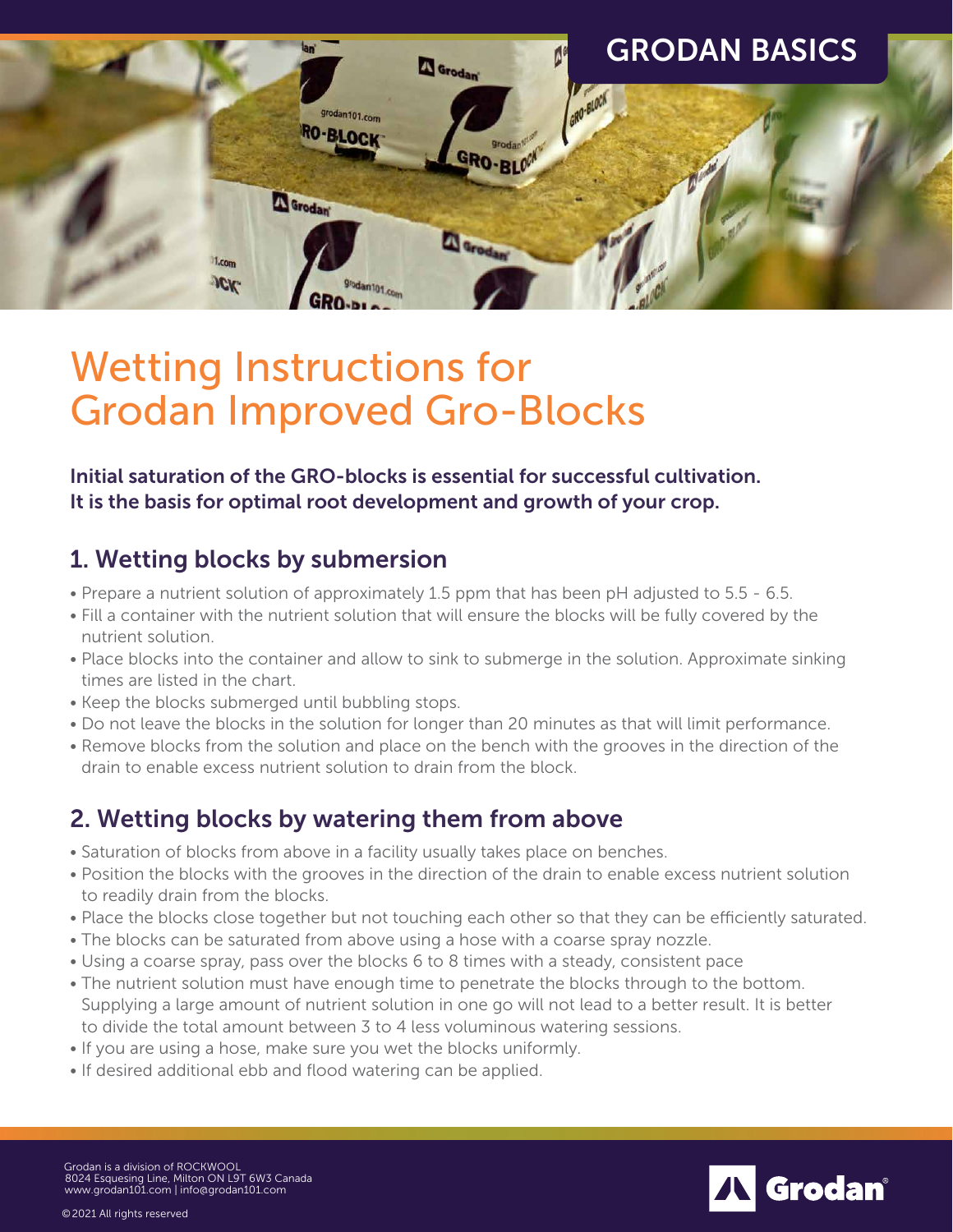GRODAN BASICS

# Wetting Instructions for Grodan Improved Gro-Blocks

**Initial saturation of the GRO-blocks is essential for successful cultivation. It is the basis for optimal root development and growth of your crop.**

## 1. Wetting blocks by submersion

- Prepare a nutrient solution of approximately 1.5 ppm that has been pH adjusted to 5.5 - 6.5.
- Fill a container with the nutrient solution that will ensure the blocks will be fully covered by the nutrient solution.
- Place blocks into the container and allow to sink to submerge in the solution. Approximate sinking times are listed in the chart.
- Keep the blocks submerged until bubbling stops.
- Do not leave the blocks in the solution for longer than 20 minutes as that will limit performance.
- Remove blocks from the solution and place on the bench with the grooves in the direction of the drain to enable excess nutrient solution to drain from the block.

## 2. Wetting blocks by watering them from above

- Saturation of blocks from above in a facility usually takes place on benches.
- Position the blocks with the grooves in the direction of the drain to enable excess nutrient solution to readily drain from the blocks.
- Place the blocks close together but not touching each other so that they can be efficiently saturated.
- The blocks can be saturated from above using a hose with a coarse spray nozzle.
- Using a coarse spray, pass over the blocks 6 to 8 times with a steady, consistent pace
- The nutrient solution must have enough time to penetrate the blocks through to the bottom. Supplying a large amount of nutrient solution in one go will not lead to a better result. It is better to divide the total amount between 3 to 4 less voluminous watering sessions.
- If you are using a hose, make sure you wet the blocks uniformly.
- If desired additional ebb and flood watering can be applied.

Grodan is a division of ROCKWOOL
8024 Esquesing Line, Milton ON L9T 6W3 Canada
www.grodan101.com | info@grodan101.com

©2021 All rights reserved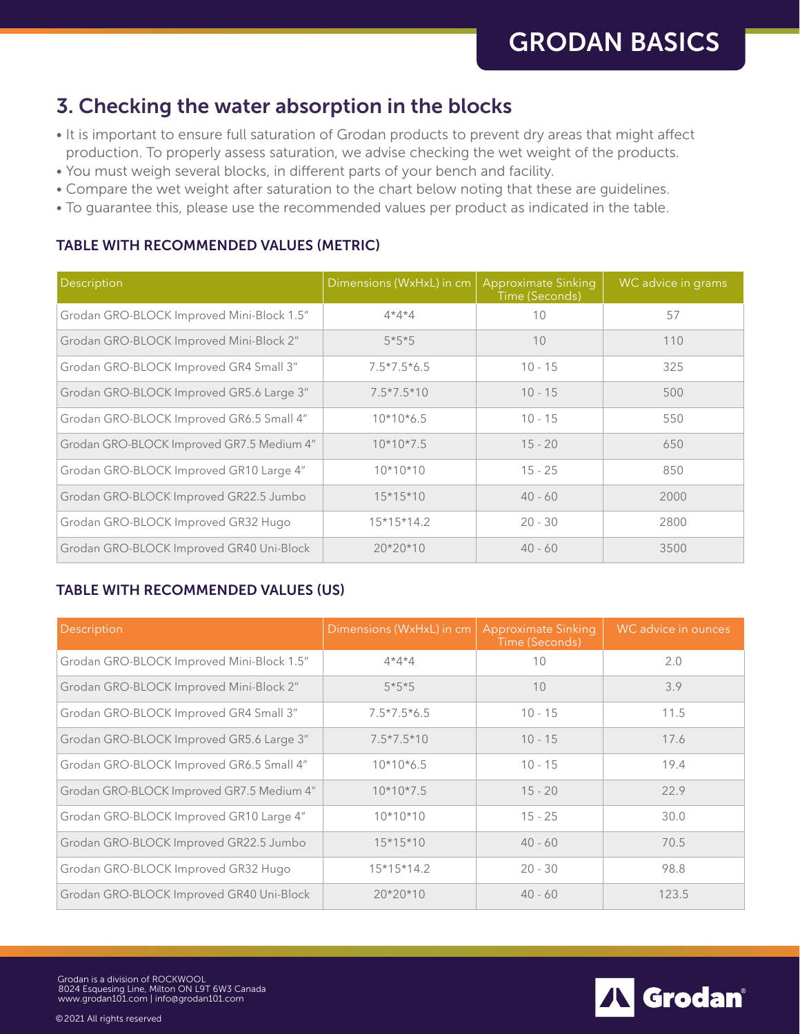# GRODAN BASICS

## 3. Checking the water absorption in the blocks

- It is important to ensure full saturation of Grodan products to prevent dry areas that might affect production. To properly assess saturation, we advise checking the wet weight of the products.
- You must weigh several blocks, in different parts of your bench and facility.
- Compare the wet weight after saturation to the chart below noting that these are guidelines.
- To guarantee this, please use the recommended values per product as indicated in the table.

### TABLE WITH RECOMMENDED VALUES (METRIC)

| Description | Dimensions (WxHxL) in cm | Approximate Sinking Time (Seconds) | WC advice in grams |
|---|---|---|---|
| Grodan GRO-BLOCK Improved Mini-Block 1.5" | 4*4*4 | 10 | 57 |
| Grodan GRO-BLOCK Improved Mini-Block 2" | 5*5*5 | 10 | 110 |
| Grodan GRO-BLOCK Improved GR4 Small 3" | 7.5*7.5*6.5 | 10 - 15 | 325 |
| Grodan GRO-BLOCK Improved GR5.6 Large 3" | 7.5*7.5*10 | 10 - 15 | 500 |
| Grodan GRO-BLOCK Improved GR6.5 Small 4" | 10*10*6.5 | 10 - 15 | 550 |
| Grodan GRO-BLOCK Improved GR7.5 Medium 4" | 10*10*7.5 | 15 - 20 | 650 |
| Grodan GRO-BLOCK Improved GR10 Large 4" | 10*10*10 | 15 - 25 | 850 |
| Grodan GRO-BLOCK Improved GR22.5 Jumbo | 15*15*10 | 40 - 60 | 2000 |
| Grodan GRO-BLOCK Improved GR32 Hugo | 15*15*14.2 | 20 - 30 | 2800 |
| Grodan GRO-BLOCK Improved GR40 Uni-Block | 20*20*10 | 40 - 60 | 3500 |

### TABLE WITH RECOMMENDED VALUES (US)

| Description | Dimensions (WxHxL) in cm | Approximate Sinking Time (Seconds) | WC advice in ounces |
|---|---|---|---|
| Grodan GRO-BLOCK Improved Mini-Block 1.5" | 4*4*4 | 10 | 2.0 |
| Grodan GRO-BLOCK Improved Mini-Block 2" | 5*5*5 | 10 | 3.9 |
| Grodan GRO-BLOCK Improved GR4 Small 3" | 7.5*7.5*6.5 | 10 - 15 | 11.5 |
| Grodan GRO-BLOCK Improved GR5.6 Large 3" | 7.5*7.5*10 | 10 - 15 | 17.6 |
| Grodan GRO-BLOCK Improved GR6.5 Small 4" | 10*10*6.5 | 10 - 15 | 19.4 |
| Grodan GRO-BLOCK Improved GR7.5 Medium 4" | 10*10*7.5 | 15 - 20 | 22.9 |
| Grodan GRO-BLOCK Improved GR10 Large 4" | 10*10*10 | 15 - 25 | 30.0 |
| Grodan GRO-BLOCK Improved GR22.5 Jumbo | 15*15*10 | 40 - 60 | 70.5 |
| Grodan GRO-BLOCK Improved GR32 Hugo | 15*15*14.2 | 20 - 30 | 98.8 |
| Grodan GRO-BLOCK Improved GR40 Uni-Block | 20*20*10 | 40 - 60 | 123.5 |

Grodan is a division of ROCKWOOL
8024 Esquesing Line, Milton ON L9T 6W3 Canada
www.grodan101.com | info@grodan101.com

©2021 All rights reserved